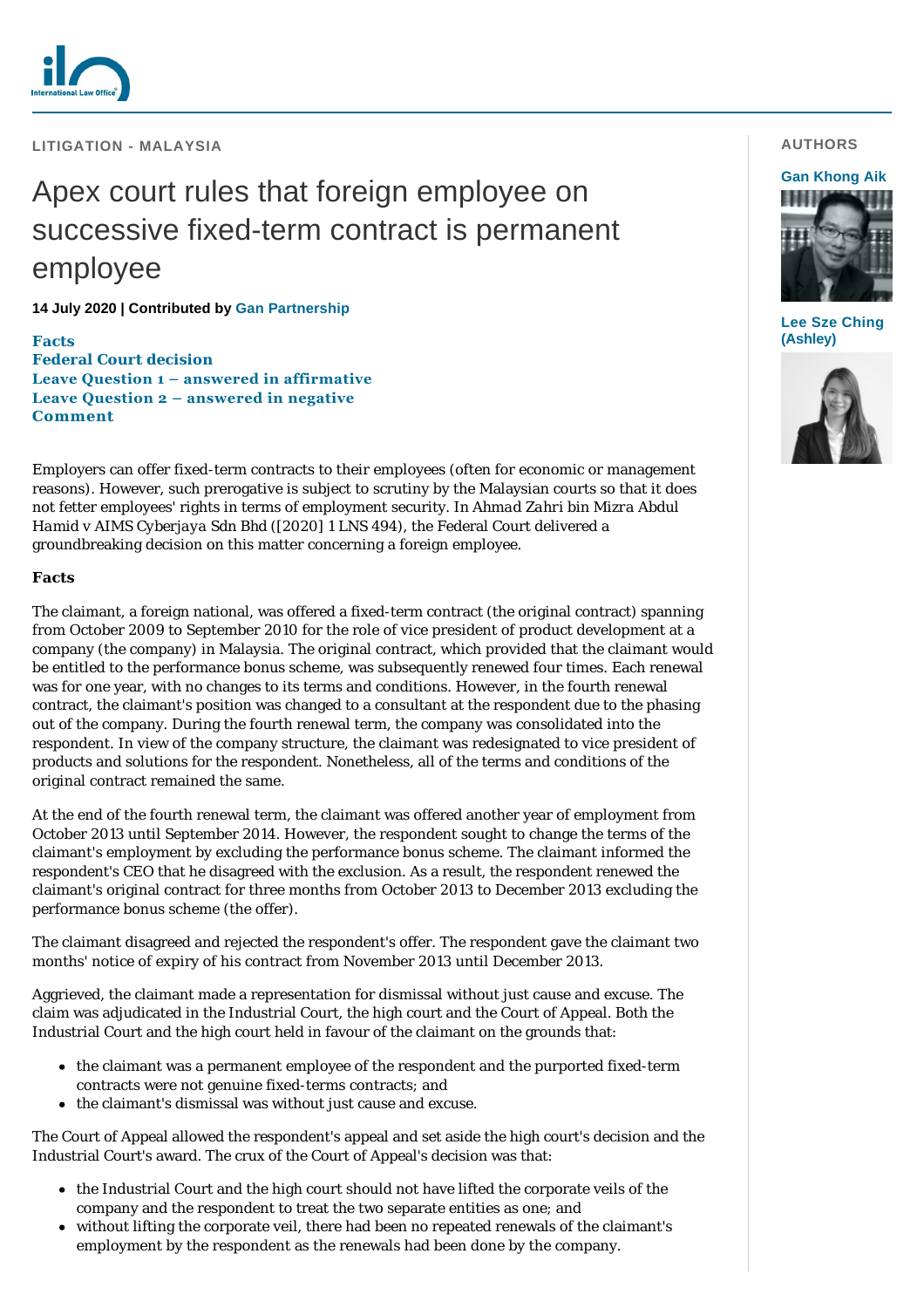LITIGATION - MALAYSIA

# Apex court rules that foreign employee on successive fixed-term contract is permanent employee

**14 July 2020 | Contributed by Gan Partnership**

**AUTHORS**

**Gan Khong Aik**

**Lee Sze Ching (Ashley)**

- **Facts**
- **Federal Court decision**
- **Leave Question 1 – answered in affirmative**
- **Leave Question 2 – answered in negative**
- **Comment**

Employers can offer fixed-term contracts to their employees (often for economic or management reasons). However, such prerogative is subject to scrutiny by the Malaysian courts so that it does not fetter employees' rights in terms of employment security. In *Ahmad Zahri bin Mizra Abdul Hamid v AIMS Cyberjaya Sdn Bhd* ([2020] 1 LNS 494), the Federal Court delivered a groundbreaking decision on this matter concerning a foreign employee.

## Facts

The claimant, a foreign national, was offered a fixed-term contract (the original contract) spanning from October 2009 to September 2010 for the role of vice president of product development at a company (the company) in Malaysia. The original contract, which provided that the claimant would be entitled to the performance bonus scheme, was subsequently renewed four times. Each renewal was for one year, with no changes to its terms and conditions. However, in the fourth renewal contract, the claimant's position was changed to a consultant at the respondent due to the phasing out of the company. During the fourth renewal term, the company was consolidated into the respondent. In view of the company structure, the claimant was redesignated to vice president of products and solutions for the respondent. Nonetheless, all of the terms and conditions of the original contract remained the same.

At the end of the fourth renewal term, the claimant was offered another year of employment from October 2013 until September 2014. However, the respondent sought to change the terms of the claimant's employment by excluding the performance bonus scheme. The claimant informed the respondent's CEO that he disagreed with the exclusion. As a result, the respondent renewed the claimant's original contract for three months from October 2013 to December 2013 excluding the performance bonus scheme (the offer).

The claimant disagreed and rejected the respondent's offer. The respondent gave the claimant two months' notice of expiry of his contract from November 2013 until December 2013.

Aggrieved, the claimant made a representation for dismissal without just cause and excuse. The claim was adjudicated in the Industrial Court, the high court and the Court of Appeal. Both the Industrial Court and the high court held in favour of the claimant on the grounds that:

- the claimant was a permanent employee of the respondent and the purported fixed-term contracts were not genuine fixed-terms contracts; and
- the claimant's dismissal was without just cause and excuse.

The Court of Appeal allowed the respondent's appeal and set aside the high court's decision and the Industrial Court's award. The crux of the Court of Appeal's decision was that:

- the Industrial Court and the high court should not have lifted the corporate veils of the company and the respondent to treat the two separate entities as one; and
- without lifting the corporate veil, there had been no repeated renewals of the claimant's employment by the respondent as the renewals had been done by the company.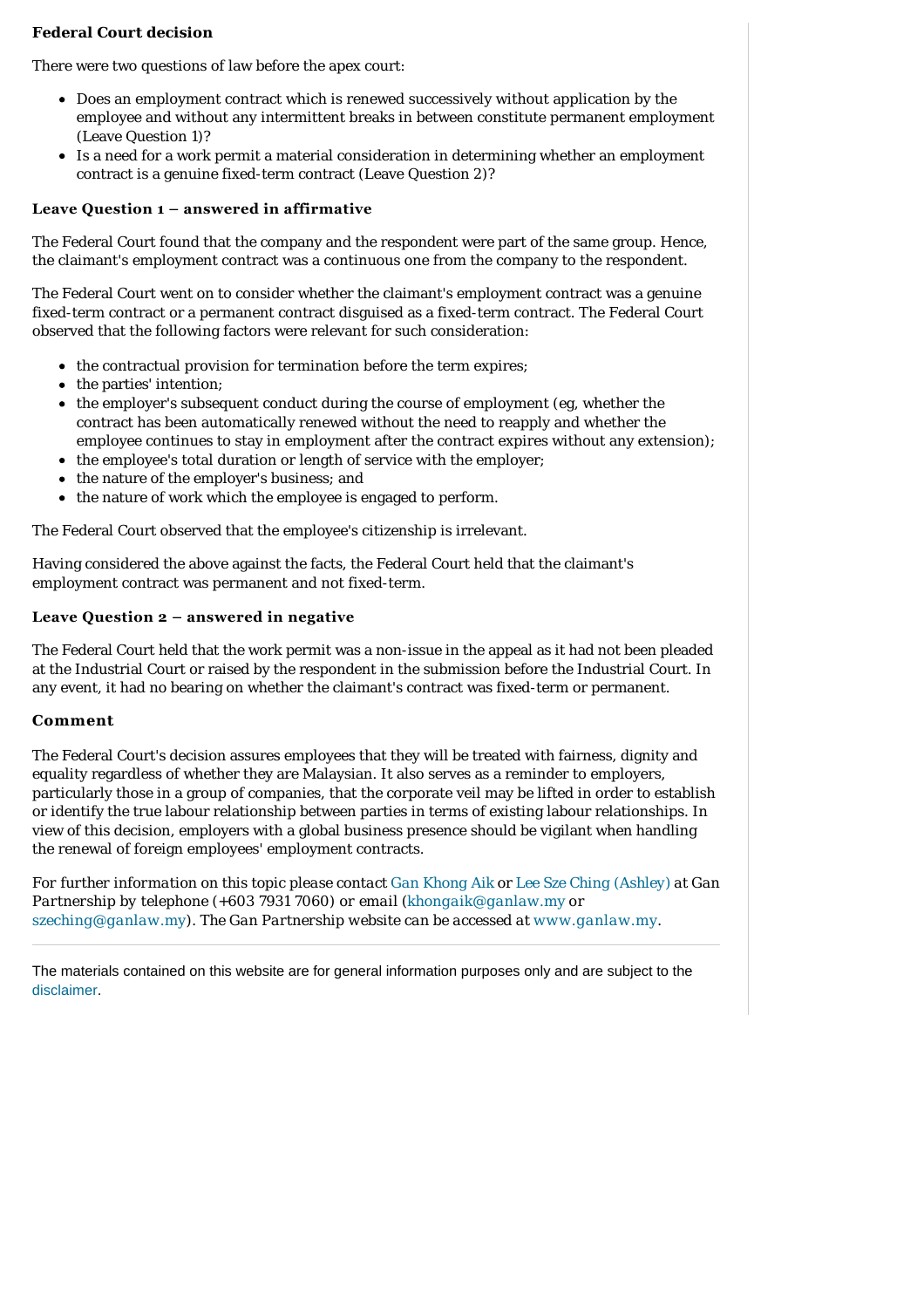### Federal Court decision

There were two questions of law before the apex court:

- Does an employment contract which is renewed successively without application by the employee and without any intermittent breaks in between constitute permanent employment (Leave Question 1)?
- Is a need for a work permit a material consideration in determining whether an employment contract is a genuine fixed-term contract (Leave Question 2)?

#### Leave Question 1 – answered in affirmative

The Federal Court found that the company and the respondent were part of the same group. Hence, the claimant's employment contract was a continuous one from the company to the respondent.

The Federal Court went on to consider whether the claimant's employment contract was a genuine fixed-term contract or a permanent contract disguised as a fixed-term contract. The Federal Court observed that the following factors were relevant for such consideration:

- the contractual provision for termination before the term expires;
- the parties' intention;
- the employer's subsequent conduct during the course of employment (eg, whether the contract has been automatically renewed without the need to reapply and whether the employee continues to stay in employment after the contract expires without any extension);
- the employee's total duration or length of service with the employer;
- the nature of the employer's business; and
- the nature of work which the employee is engaged to perform.

The Federal Court observed that the employee's citizenship is irrelevant.

Having considered the above against the facts, the Federal Court held that the claimant's employment contract was permanent and not fixed-term.

#### Leave Question 2 – answered in negative

The Federal Court held that the work permit was a non-issue in the appeal as it had not been pleaded at the Industrial Court or raised by the respondent in the submission before the Industrial Court. In any event, it had no bearing on whether the claimant's contract was fixed-term or permanent.

### Comment

The Federal Court's decision assures employees that they will be treated with fairness, dignity and equality regardless of whether they are Malaysian. It also serves as a reminder to employers, particularly those in a group of companies, that the corporate veil may be lifted in order to establish or identify the true labour relationship between parties in terms of existing labour relationships. In view of this decision, employers with a global business presence should be vigilant when handling the renewal of foreign employees' employment contracts.

*For further information on this topic please contact Gan Khong Aik or Lee Sze Ching (Ashley) at Gan Partnership by telephone (+603 7931 7060) or email (khongaik@ganlaw.my or szeching@ganlaw.my). The Gan Partnership website can be accessed at www.ganlaw.my.*

---

The materials contained on this website are for general information purposes only and are subject to the disclaimer.